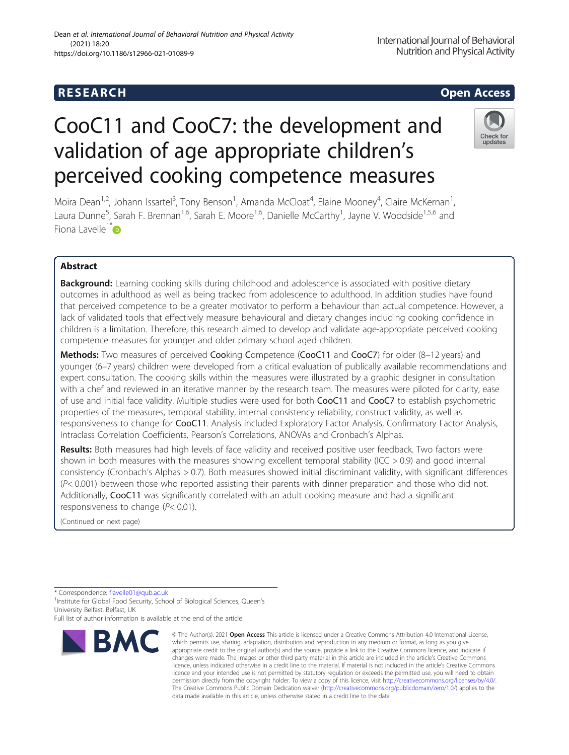RESEARCH

Open Access

# CooC11 and CooC7: the development and validation of age appropriate children's perceived cooking competence measures

Moira Dean[1,2], Johann Issartel[3], Tony Benson[1], Amanda McCloat[4], Elaine Mooney[4], Claire McKernan[1], Laura Dunne[5], Sarah F. Brennan[1,6], Sarah E. Moore[1,6], Danielle McCarthy[1], Jayne V. Woodside[1,5,6] and Fiona Lavelle[1*]

## Abstract

**Background:** Learning cooking skills during childhood and adolescence is associated with positive dietary outcomes in adulthood as well as being tracked from adolescence to adulthood. In addition studies have found that perceived competence to be a greater motivator to perform a behaviour than actual competence. However, a lack of validated tools that effectively measure behavioural and dietary changes including cooking confidence in children is a limitation. Therefore, this research aimed to develop and validate age-appropriate perceived cooking competence measures for younger and older primary school aged children.

**Methods:** Two measures of perceived **Coo**king **C**ompetence (**CooC11** and **CooC7**) for older (8–12 years) and younger (6–7 years) children were developed from a critical evaluation of publically available recommendations and expert consultation. The cooking skills within the measures were illustrated by a graphic designer in consultation with a chef and reviewed in an iterative manner by the research team. The measures were piloted for clarity, ease of use and initial face validity. Multiple studies were used for both **CooC11** and **CooC7** to establish psychometric properties of the measures, temporal stability, internal consistency reliability, construct validity, as well as responsiveness to change for **CooC11**. Analysis included Exploratory Factor Analysis, Confirmatory Factor Analysis, Intraclass Correlation Coefficients, Pearson's Correlations, ANOVAs and Cronbach's Alphas.

**Results:** Both measures had high levels of face validity and received positive user feedback. Two factors were shown in both measures with the measures showing excellent temporal stability (ICC > 0.9) and good internal consistency (Cronbach's Alphas > 0.7). Both measures showed initial discriminant validity, with significant differences ($P < 0.001$) between those who reported assisting their parents with dinner preparation and those who did not. Additionally, **CooC11** was significantly correlated with an adult cooking measure and had a significant responsiveness to change ($P < 0.01$).

(Continued on next page)

* Correspondence: flavelle01@qub.ac.uk
[1]Institute for Global Food Security, School of Biological Sciences, Queen's University Belfast, Belfast, UK
Full list of author information is available at the end of the article

© The Author(s). 2021 **Open Access** This article is licensed under a Creative Commons Attribution 4.0 International License, which permits use, sharing, adaptation, distribution and reproduction in any medium or format, as long as you give appropriate credit to the original author(s) and the source, provide a link to the Creative Commons licence, and indicate if changes were made. The images or other third party material in this article are included in the article's Creative Commons licence, unless indicated otherwise in a credit line to the material. If material is not included in the article's Creative Commons licence and your intended use is not permitted by statutory regulation or exceeds the permitted use, you will need to obtain permission directly from the copyright holder. To view a copy of this licence, visit http://creativecommons.org/licenses/by/4.0/. The Creative Commons Public Domain Dedication waiver (http://creativecommons.org/publicdomain/zero/1.0/) applies to the data made available in this article, unless otherwise stated in a credit line to the data.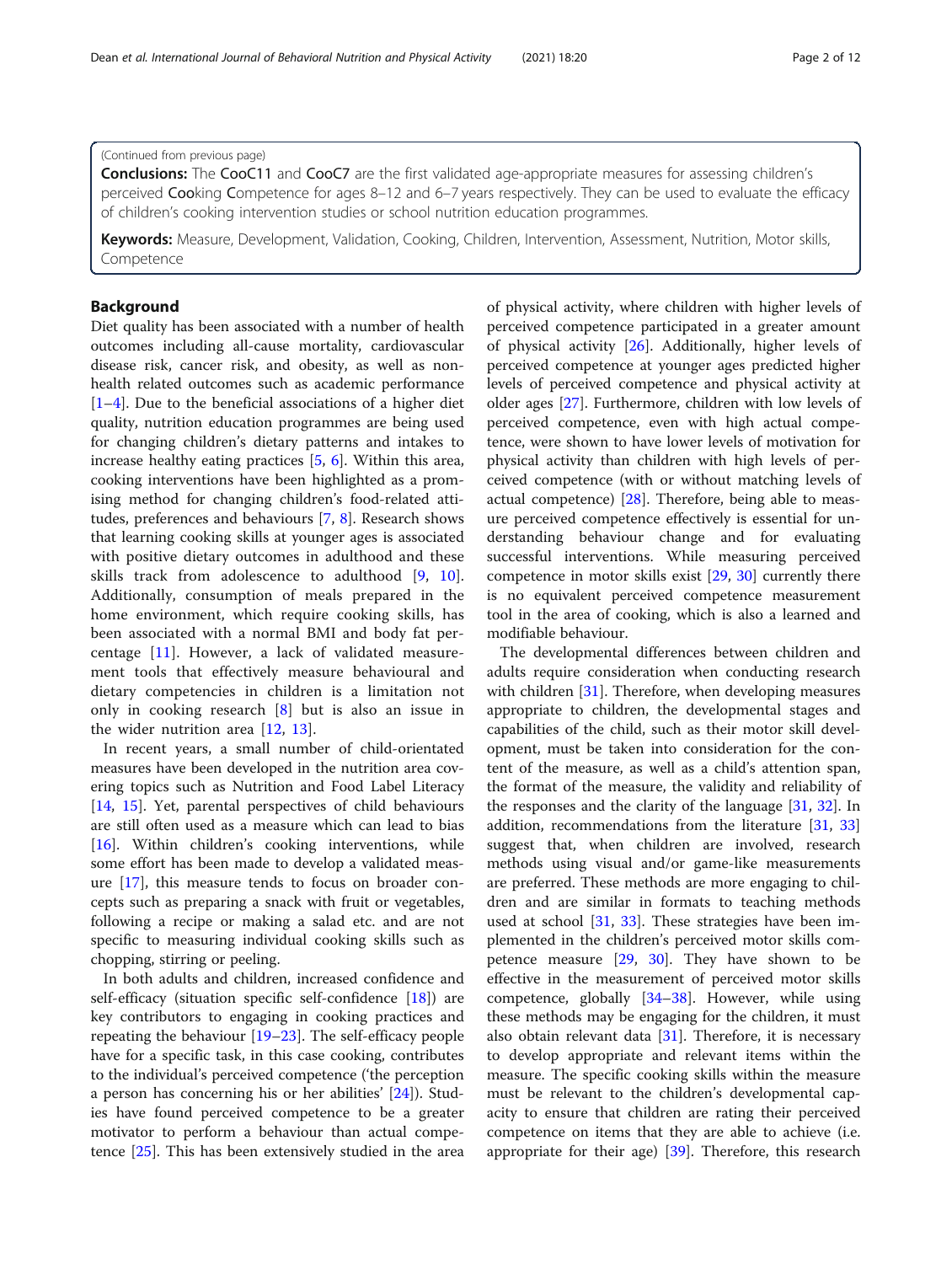(Continued from previous page)

**Conclusions:** The **Coo**C11 and **Coo**C7 are the first validated age-appropriate measures for assessing children's perceived **Coo**king **C**ompetence for ages 8–12 and 6–7 years respectively. They can be used to evaluate the efficacy of children's cooking intervention studies or school nutrition education programmes.

**Keywords:** Measure, Development, Validation, Cooking, Children, Intervention, Assessment, Nutrition, Motor skills, Competence

## Background

Diet quality has been associated with a number of health outcomes including all-cause mortality, cardiovascular disease risk, cancer risk, and obesity, as well as non-health related outcomes such as academic performance [1–4]. Due to the beneficial associations of a higher diet quality, nutrition education programmes are being used for changing children's dietary patterns and intakes to increase healthy eating practices [5, 6]. Within this area, cooking interventions have been highlighted as a promising method for changing children's food-related attitudes, preferences and behaviours [7, 8]. Research shows that learning cooking skills at younger ages is associated with positive dietary outcomes in adulthood and these skills track from adolescence to adulthood [9, 10]. Additionally, consumption of meals prepared in the home environment, which require cooking skills, has been associated with a normal BMI and body fat percentage [11]. However, a lack of validated measurement tools that effectively measure behavioural and dietary competencies in children is a limitation not only in cooking research [8] but is also an issue in the wider nutrition area [12, 13].

In recent years, a small number of child-orientated measures have been developed in the nutrition area covering topics such as Nutrition and Food Label Literacy [14, 15]. Yet, parental perspectives of child behaviours are still often used as a measure which can lead to bias [16]. Within children's cooking interventions, while some effort has been made to develop a validated measure [17], this measure tends to focus on broader concepts such as preparing a snack with fruit or vegetables, following a recipe or making a salad etc. and are not specific to measuring individual cooking skills such as chopping, stirring or peeling.

In both adults and children, increased confidence and self-efficacy (situation specific self-confidence [18]) are key contributors to engaging in cooking practices and repeating the behaviour [19–23]. The self-efficacy people have for a specific task, in this case cooking, contributes to the individual's perceived competence ('the perception a person has concerning his or her abilities' [24]). Studies have found perceived competence to be a greater motivator to perform a behaviour than actual competence [25]. This has been extensively studied in the area of physical activity, where children with higher levels of perceived competence participated in a greater amount of physical activity [26]. Additionally, higher levels of perceived competence at younger ages predicted higher levels of perceived competence and physical activity at older ages [27]. Furthermore, children with low levels of perceived competence, even with high actual competence, were shown to have lower levels of motivation for physical activity than children with high levels of perceived competence (with or without matching levels of actual competence) [28]. Therefore, being able to measure perceived competence effectively is essential for understanding behaviour change and for evaluating successful interventions. While measuring perceived competence in motor skills exist [29, 30] currently there is no equivalent perceived competence measurement tool in the area of cooking, which is also a learned and modifiable behaviour.

The developmental differences between children and adults require consideration when conducting research with children [31]. Therefore, when developing measures appropriate to children, the developmental stages and capabilities of the child, such as their motor skill development, must be taken into consideration for the content of the measure, as well as a child's attention span, the format of the measure, the validity and reliability of the responses and the clarity of the language [31, 32]. In addition, recommendations from the literature [31, 33] suggest that, when children are involved, research methods using visual and/or game-like measurements are preferred. These methods are more engaging to children and are similar in formats to teaching methods used at school [31, 33]. These strategies have been implemented in the children's perceived motor skills competence measure [29, 30]. They have shown to be effective in the measurement of perceived motor skills competence, globally [34–38]. However, while using these methods may be engaging for the children, it must also obtain relevant data [31]. Therefore, it is necessary to develop appropriate and relevant items within the measure. The specific cooking skills within the measure must be relevant to the children's developmental capacity to ensure that children are rating their perceived competence on items that they are able to achieve (i.e. appropriate for their age) [39]. Therefore, this research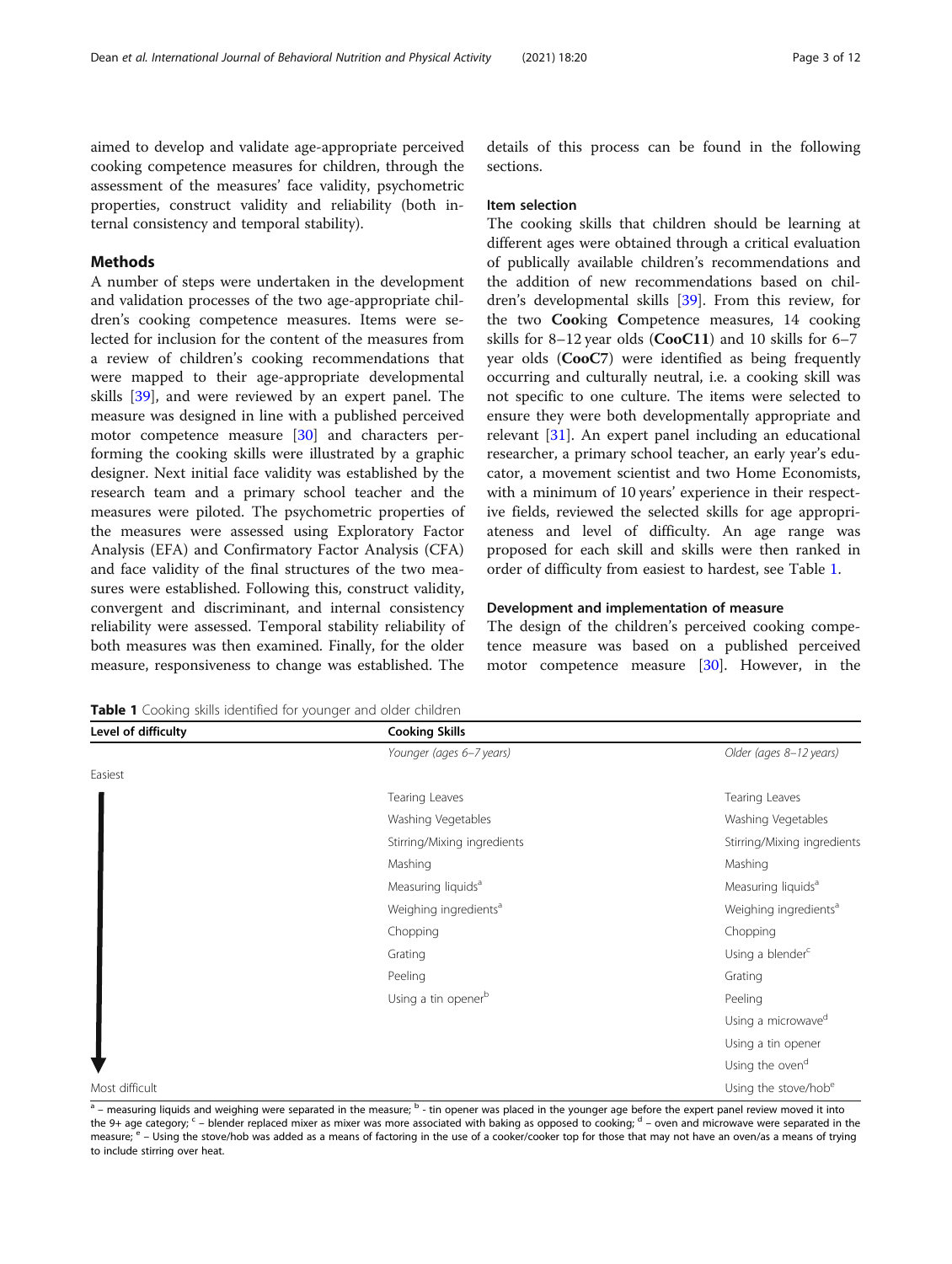aimed to develop and validate age-appropriate perceived cooking competence measures for children, through the assessment of the measures' face validity, psychometric properties, construct validity and reliability (both internal consistency and temporal stability).

## Methods

A number of steps were undertaken in the development and validation processes of the two age-appropriate children's cooking competence measures. Items were selected for inclusion for the content of the measures from a review of children's cooking recommendations that were mapped to their age-appropriate developmental skills [39], and were reviewed by an expert panel. The measure was designed in line with a published perceived motor competence measure [30] and characters performing the cooking skills were illustrated by a graphic designer. Next initial face validity was established by the research team and a primary school teacher and the measures were piloted. The psychometric properties of the measures were assessed using Exploratory Factor Analysis (EFA) and Confirmatory Factor Analysis (CFA) and face validity of the final structures of the two measures were established. Following this, construct validity, convergent and discriminant, and internal consistency reliability were assessed. Temporal stability reliability of both measures was then examined. Finally, for the older measure, responsiveness to change was established. The details of this process can be found in the following sections.

### Item selection

The cooking skills that children should be learning at different ages were obtained through a critical evaluation of publically available children's recommendations and the addition of new recommendations based on children's developmental skills [39]. From this review, for the two **Coo**king **C**ompetence measures, 14 cooking skills for 8–12 year olds (**CooC11**) and 10 skills for 6–7 year olds (**CooC7**) were identified as being frequently occurring and culturally neutral, i.e. a cooking skill was not specific to one culture. The items were selected to ensure they were both developmentally appropriate and relevant [31]. An expert panel including an educational researcher, a primary school teacher, an early year's educator, a movement scientist and two Home Economists, with a minimum of 10 years' experience in their respective fields, reviewed the selected skills for age appropriateness and level of difficulty. An age range was proposed for each skill and skills were then ranked in order of difficulty from easiest to hardest, see Table 1.

### Development and implementation of measure

The design of the children's perceived cooking competence measure was based on a published perceived motor competence measure [30]. However, in the

**Table 1** Cooking skills identified for younger and older children

| Level of difficulty | Cooking Skills | |
|---|---|---|
| | *Younger (ages 6–7 years)* | *Older (ages 8–12 years)* |
| Easiest | | |
| | Tearing Leaves | Tearing Leaves |
| | Washing Vegetables | Washing Vegetables |
| | Stirring/Mixing ingredients | Stirring/Mixing ingredients |
| | Mashing | Mashing |
| | Measuring liquids[a] | Measuring liquids[a] |
| | Weighing ingredients[a] | Weighing ingredients[a] |
| | Chopping | Chopping |
| | Grating | Using a blender[c] |
| | Peeling | Grating |
| | Using a tin opener[b] | Peeling |
| | | Using a microwave[d] |
| | | Using a tin opener |
| | | Using the oven[d] |
| Most difficult | | Using the stove/hob[e] |

[a] – measuring liquids and weighing were separated in the measure; [b] - tin opener was placed in the younger age before the expert panel review moved it into the 9+ age category; [c] – blender replaced mixer as mixer was more associated with baking as opposed to cooking; [d] – oven and microwave were separated in the measure; [e] – Using the stove/hob was added as a means of factoring in the use of a cooker/cooker top for those that may not have an oven/as a means of trying to include stirring over heat.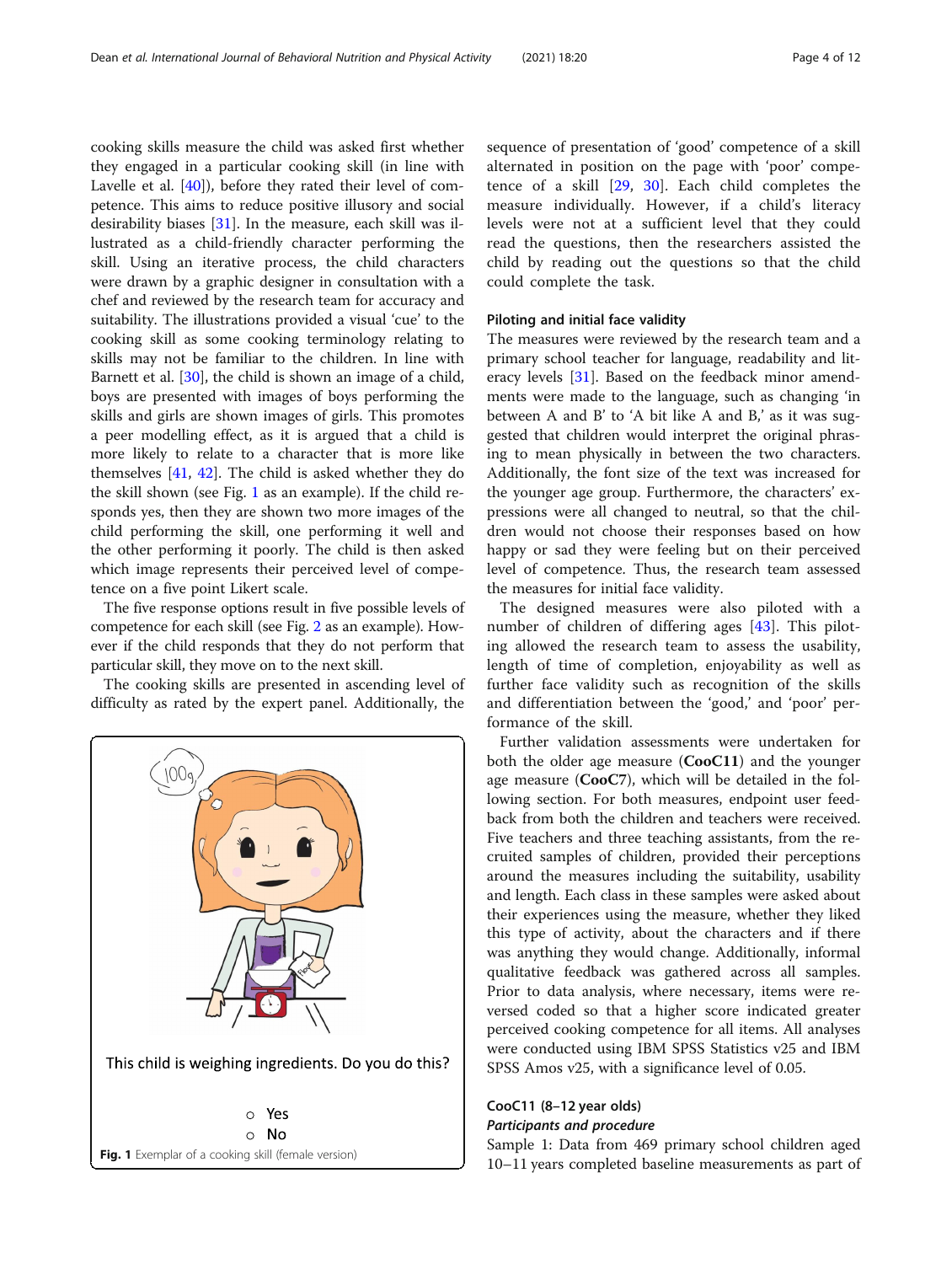cooking skills measure the child was asked first whether they engaged in a particular cooking skill (in line with Lavelle et al. [40]), before they rated their level of competence. This aims to reduce positive illusory and social desirability biases [31]. In the measure, each skill was illustrated as a child-friendly character performing the skill. Using an iterative process, the child characters were drawn by a graphic designer in consultation with a chef and reviewed by the research team for accuracy and suitability. The illustrations provided a visual 'cue' to the cooking skill as some cooking terminology relating to skills may not be familiar to the children. In line with Barnett et al. [30], the child is shown an image of a child, boys are presented with images of boys performing the skills and girls are shown images of girls. This promotes a peer modelling effect, as it is argued that a child is more likely to relate to a character that is more like themselves [41, 42]. The child is asked whether they do the skill shown (see Fig. 1 as an example). If the child responds yes, then they are shown two more images of the child performing the skill, one performing it well and the other performing it poorly. The child is then asked which image represents their perceived level of competence on a five point Likert scale.

The five response options result in five possible levels of competence for each skill (see Fig. 2 as an example). However if the child responds that they do not perform that particular skill, they move on to the next skill.

The cooking skills are presented in ascending level of difficulty as rated by the expert panel. Additionally, the sequence of presentation of 'good' competence of a skill alternated in position on the page with 'poor' competence of a skill [29, 30]. Each child completes the measure individually. However, if a child's literacy levels were not at a sufficient level that they could read the questions, then the researchers assisted the child by reading out the questions so that the child could complete the task.

This child is weighing ingredients. Do you do this?

○ Yes
○ No

**Fig. 1** Exemplar of a cooking skill (female version)

#### Piloting and initial face validity

The measures were reviewed by the research team and a primary school teacher for language, readability and literacy levels [31]. Based on the feedback minor amendments were made to the language, such as changing 'in between A and B' to 'A bit like A and B,' as it was suggested that children would interpret the original phrasing to mean physically in between the two characters. Additionally, the font size of the text was increased for the younger age group. Furthermore, the characters' expressions were all changed to neutral, so that the children would not choose their responses based on how happy or sad they were feeling but on their perceived level of competence. Thus, the research team assessed the measures for initial face validity.

The designed measures were also piloted with a number of children of differing ages [43]. This piloting allowed the research team to assess the usability, length of time of completion, enjoyability as well as further face validity such as recognition of the skills and differentiation between the 'good,' and 'poor' performance of the skill.

Further validation assessments were undertaken for both the older age measure (**CooC11**) and the younger age measure (**CooC7**), which will be detailed in the following section. For both measures, endpoint user feedback from both the children and teachers were received. Five teachers and three teaching assistants, from the recruited samples of children, provided their perceptions around the measures including the suitability, usability and length. Each class in these samples were asked about their experiences using the measure, whether they liked this type of activity, about the characters and if there was anything they would change. Additionally, informal qualitative feedback was gathered across all samples. Prior to data analysis, where necessary, items were reversed coded so that a higher score indicated greater perceived cooking competence for all items. All analyses were conducted using IBM SPSS Statistics v25 and IBM SPSS Amos v25, with a significance level of 0.05.

#### CooC11 (8–12 year olds)

##### *Participants and procedure*

Sample 1: Data from 469 primary school children aged 10–11 years completed baseline measurements as part of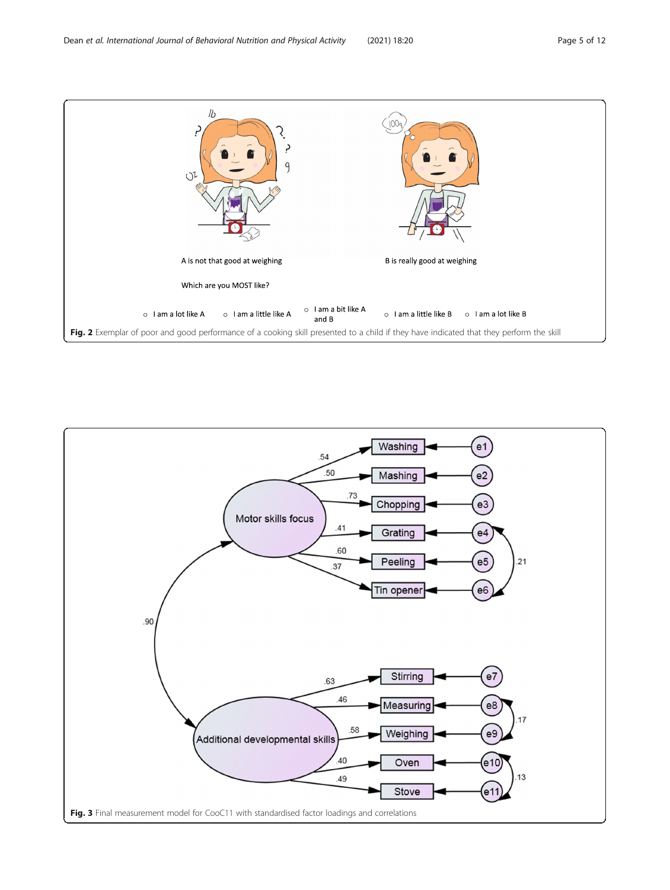A is not that good at weighing

B is really good at weighing

Which are you MOST like?

○ I am a lot like A ○ I am a little like A ○ I am a bit like A and B ○ I am a little like B ○ I am a lot like B

**Fig. 2** Exemplar of poor and good performance of a cooking skill presented to a child if they have indicated that they perform the skill

**Fig. 3** Final measurement model for CooC11 with standardised factor loadings and correlations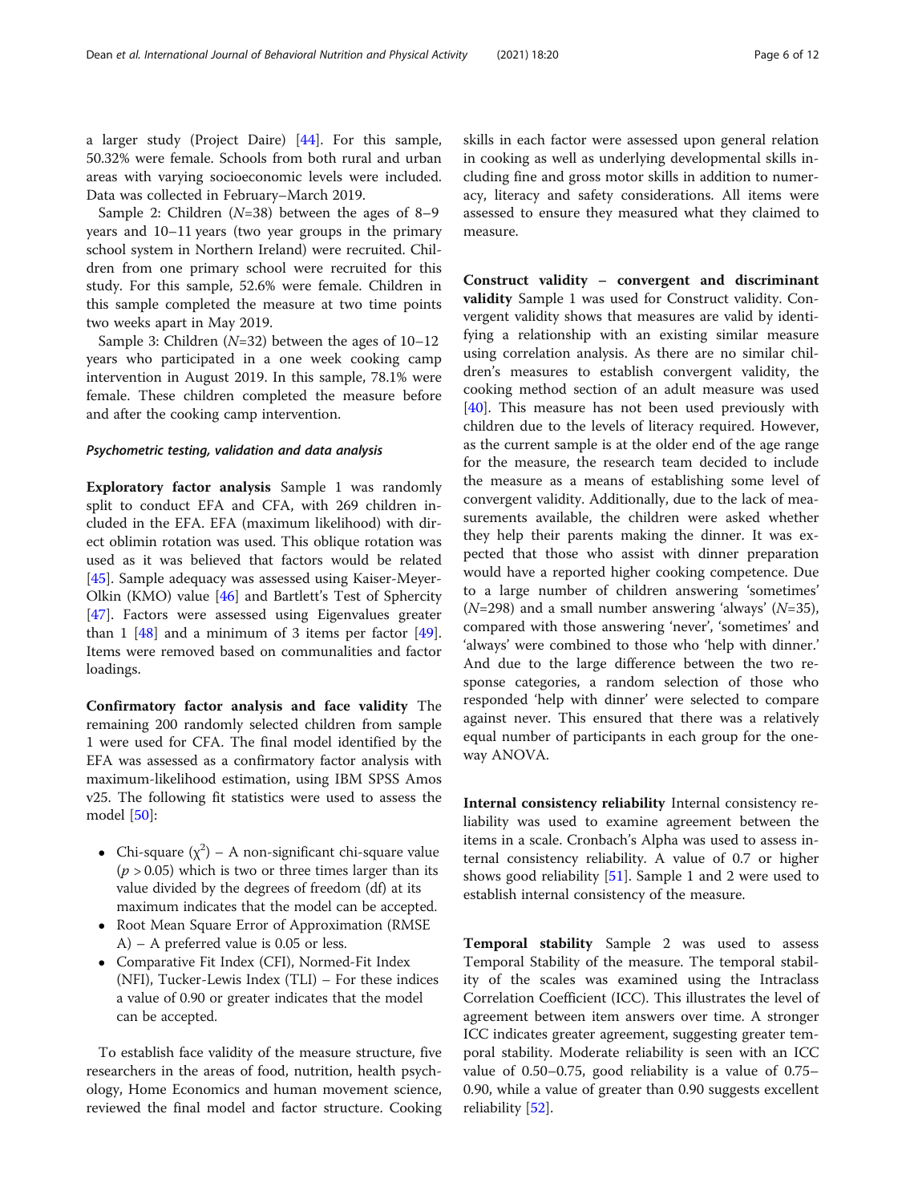a larger study (Project Daire) [44]. For this sample, 50.32% were female. Schools from both rural and urban areas with varying socioeconomic levels were included. Data was collected in February–March 2019.

Sample 2: Children ($N$=38) between the ages of 8–9 years and 10–11 years (two year groups in the primary school system in Northern Ireland) were recruited. Children from one primary school were recruited for this study. For this sample, 52.6% were female. Children in this sample completed the measure at two time points two weeks apart in May 2019.

Sample 3: Children ($N$=32) between the ages of 10–12 years who participated in a one week cooking camp intervention in August 2019. In this sample, 78.1% were female. These children completed the measure before and after the cooking camp intervention.

#### *Psychometric testing, validation and data analysis*

**Exploratory factor analysis** Sample 1 was randomly split to conduct EFA and CFA, with 269 children included in the EFA. EFA (maximum likelihood) with direct oblimin rotation was used. This oblique rotation was used as it was believed that factors would be related [45]. Sample adequacy was assessed using Kaiser-Meyer-Olkin (KMO) value [46] and Bartlett's Test of Sphercity [47]. Factors were assessed using Eigenvalues greater than 1 [48] and a minimum of 3 items per factor [49]. Items were removed based on communalities and factor loadings.

**Confirmatory factor analysis and face validity** The remaining 200 randomly selected children from sample 1 were used for CFA. The final model identified by the EFA was assessed as a confirmatory factor analysis with maximum-likelihood estimation, using IBM SPSS Amos v25. The following fit statistics were used to assess the model [50]:

- Chi-square ($\chi^2$) – A non-significant chi-square value ($p > 0.05$) which is two or three times larger than its value divided by the degrees of freedom (df) at its maximum indicates that the model can be accepted.
- Root Mean Square Error of Approximation (RMSEA) – A preferred value is 0.05 or less.
- Comparative Fit Index (CFI), Normed-Fit Index (NFI), Tucker-Lewis Index (TLI) – For these indices a value of 0.90 or greater indicates that the model can be accepted.

To establish face validity of the measure structure, five researchers in the areas of food, nutrition, health psychology, Home Economics and human movement science, reviewed the final model and factor structure. Cooking skills in each factor were assessed upon general relation in cooking as well as underlying developmental skills including fine and gross motor skills in addition to numeracy, literacy and safety considerations. All items were assessed to ensure they measured what they claimed to measure.

**Construct validity – convergent and discriminant validity** Sample 1 was used for Construct validity. Convergent validity shows that measures are valid by identifying a relationship with an existing similar measure using correlation analysis. As there are no similar children's measures to establish convergent validity, the cooking method section of an adult measure was used [40]. This measure has not been used previously with children due to the levels of literacy required. However, as the current sample is at the older end of the age range for the measure, the research team decided to include the measure as a means of establishing some level of convergent validity. Additionally, due to the lack of measurements available, the children were asked whether they help their parents making the dinner. It was expected that those who assist with dinner preparation would have a reported higher cooking competence. Due to a large number of children answering 'sometimes' ($N$=298) and a small number answering 'always' ($N$=35), compared with those answering 'never', 'sometimes' and 'always' were combined to those who 'help with dinner.' And due to the large difference between the two response categories, a random selection of those who responded 'help with dinner' were selected to compare against never. This ensured that there was a relatively equal number of participants in each group for the one-way ANOVA.

**Internal consistency reliability** Internal consistency reliability was used to examine agreement between the items in a scale. Cronbach's Alpha was used to assess internal consistency reliability. A value of 0.7 or higher shows good reliability [51]. Sample 1 and 2 were used to establish internal consistency of the measure.

**Temporal stability** Sample 2 was used to assess Temporal Stability of the measure. The temporal stability of the scales was examined using the Intraclass Correlation Coefficient (ICC). This illustrates the level of agreement between item answers over time. A stronger ICC indicates greater agreement, suggesting greater temporal stability. Moderate reliability is seen with an ICC value of 0.50–0.75, good reliability is a value of 0.75–0.90, while a value of greater than 0.90 suggests excellent reliability [52].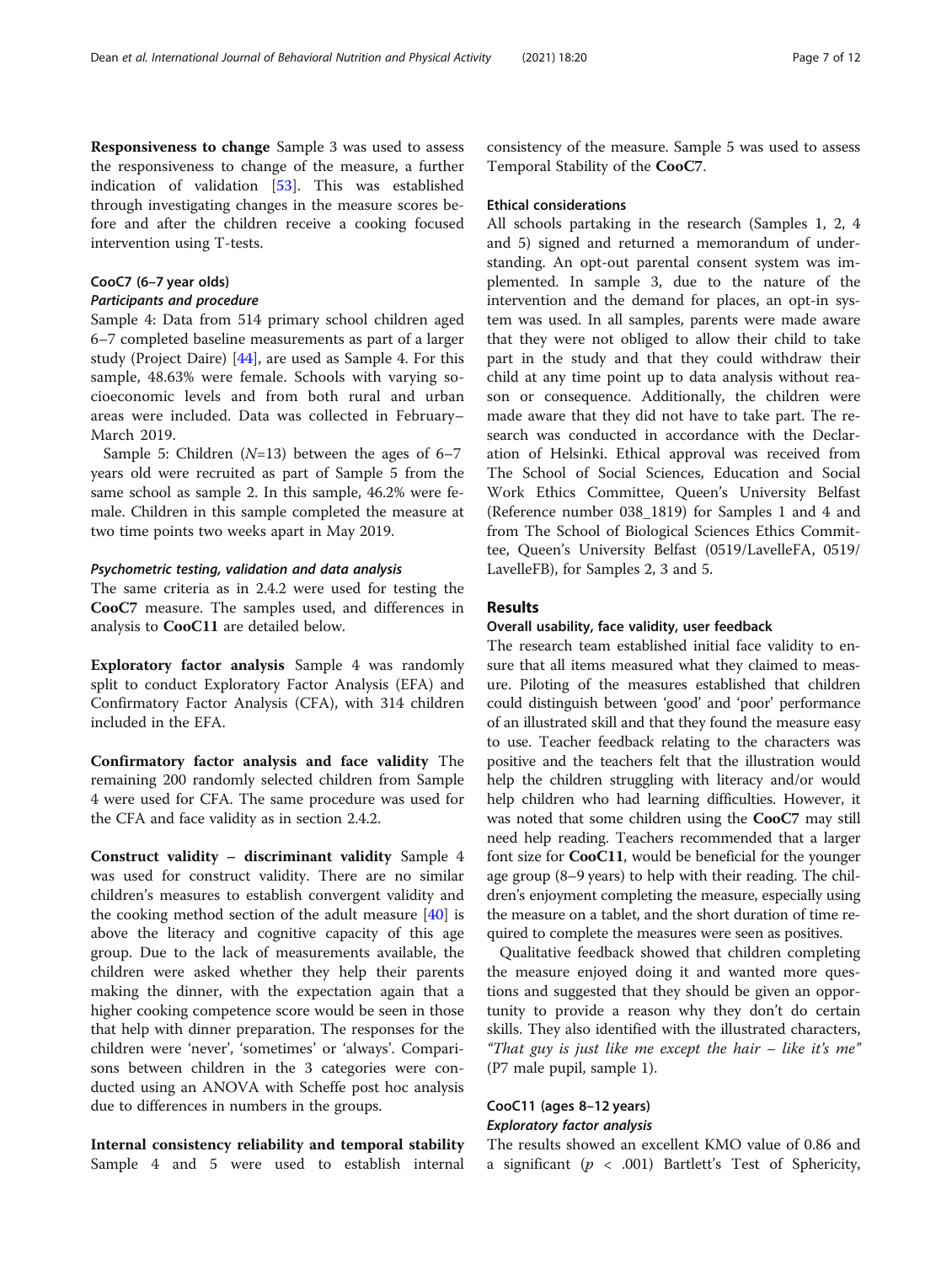**Responsiveness to change** Sample 3 was used to assess the responsiveness to change of the measure, a further indication of validation [53]. This was established through investigating changes in the measure scores before and after the children receive a cooking focused intervention using T-tests.

### CooC7 (6–7 year olds)

#### *Participants and procedure*

Sample 4: Data from 514 primary school children aged 6–7 completed baseline measurements as part of a larger study (Project Daire) [44], are used as Sample 4. For this sample, 48.63% were female. Schools with varying socioeconomic levels and from both rural and urban areas were included. Data was collected in February–March 2019.

Sample 5: Children ($N$=13) between the ages of 6–7 years old were recruited as part of Sample 5 from the same school as sample 2. In this sample, 46.2% were female. Children in this sample completed the measure at two time points two weeks apart in May 2019.

#### *Psychometric testing, validation and data analysis*

The same criteria as in 2.4.2 were used for testing the **CooC7** measure. The samples used, and differences in analysis to **CooC11** are detailed below.

**Exploratory factor analysis** Sample 4 was randomly split to conduct Exploratory Factor Analysis (EFA) and Confirmatory Factor Analysis (CFA), with 314 children included in the EFA.

**Confirmatory factor analysis and face validity** The remaining 200 randomly selected children from Sample 4 were used for CFA. The same procedure was used for the CFA and face validity as in section 2.4.2.

**Construct validity – discriminant validity** Sample 4 was used for construct validity. There are no similar children's measures to establish convergent validity and the cooking method section of the adult measure [40] is above the literacy and cognitive capacity of this age group. Due to the lack of measurements available, the children were asked whether they help their parents making the dinner, with the expectation again that a higher cooking competence score would be seen in those that help with dinner preparation. The responses for the children were 'never', 'sometimes' or 'always'. Comparisons between children in the 3 categories were conducted using an ANOVA with Scheffe post hoc analysis due to differences in numbers in the groups.

**Internal consistency reliability and temporal stability** Sample 4 and 5 were used to establish internal consistency of the measure. Sample 5 was used to assess Temporal Stability of the **CooC7**.

### Ethical considerations

All schools partaking in the research (Samples 1, 2, 4 and 5) signed and returned a memorandum of understanding. An opt-out parental consent system was implemented. In sample 3, due to the nature of the intervention and the demand for places, an opt-in system was used. In all samples, parents were made aware that they were not obliged to allow their child to take part in the study and that they could withdraw their child at any time point up to data analysis without reason or consequence. Additionally, the children were made aware that they did not have to take part. The research was conducted in accordance with the Declaration of Helsinki. Ethical approval was received from The School of Social Sciences, Education and Social Work Ethics Committee, Queen's University Belfast (Reference number 038_1819) for Samples 1 and 4 and from The School of Biological Sciences Ethics Committee, Queen's University Belfast (0519/LavelleFA, 0519/LavelleFB), for Samples 2, 3 and 5.

## Results

### Overall usability, face validity, user feedback

The research team established initial face validity to ensure that all items measured what they claimed to measure. Piloting of the measures established that children could distinguish between 'good' and 'poor' performance of an illustrated skill and that they found the measure easy to use. Teacher feedback relating to the characters was positive and the teachers felt that the illustration would help the children struggling with literacy and/or would help children who had learning difficulties. However, it was noted that some children using the **CooC7** may still need help reading. Teachers recommended that a larger font size for **CooC11**, would be beneficial for the younger age group (8–9 years) to help with their reading. The children's enjoyment completing the measure, especially using the measure on a tablet, and the short duration of time required to complete the measures were seen as positives.

Qualitative feedback showed that children completing the measure enjoyed doing it and wanted more questions and suggested that they should be given an opportunity to provide a reason why they don't do certain skills. They also identified with the illustrated characters, *"That guy is just like me except the hair – like it's me"* (P7 male pupil, sample 1).

### CooC11 (ages 8–12 years)

#### *Exploratory factor analysis*

The results showed an excellent KMO value of 0.86 and a significant ($p$ < .001) Bartlett's Test of Sphericity,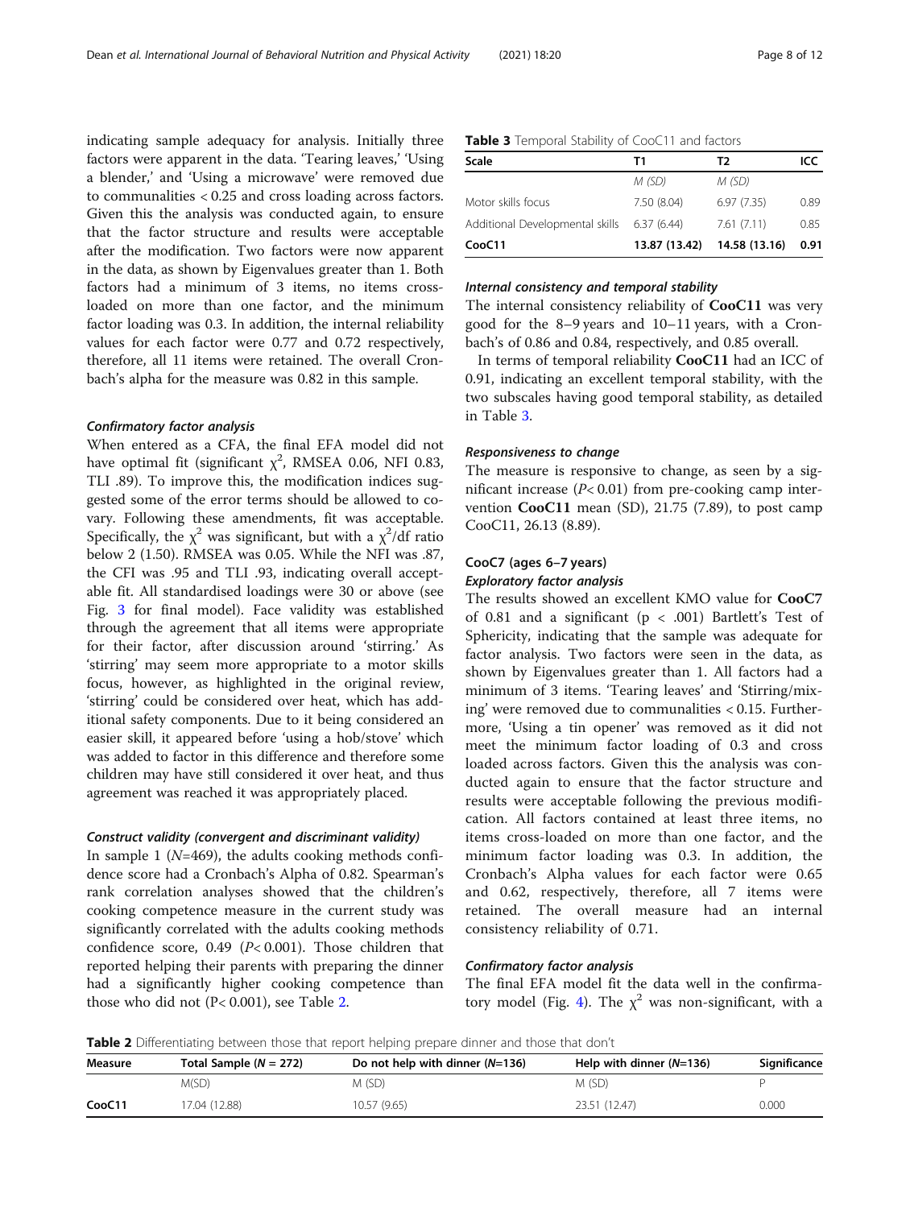indicating sample adequacy for analysis. Initially three factors were apparent in the data. 'Tearing leaves,' 'Using a blender,' and 'Using a microwave' were removed due to communalities < 0.25 and cross loading across factors. Given this the analysis was conducted again, to ensure that the factor structure and results were acceptable after the modification. Two factors were now apparent in the data, as shown by Eigenvalues greater than 1. Both factors had a minimum of 3 items, no items cross-loaded on more than one factor, and the minimum factor loading was 0.3. In addition, the internal reliability values for each factor were 0.77 and 0.72 respectively, therefore, all 11 items were retained. The overall Cronbach's alpha for the measure was 0.82 in this sample.

#### Confirmatory factor analysis

When entered as a CFA, the final EFA model did not have optimal fit (significant $\chi^2$, RMSEA 0.06, NFI 0.83, TLI .89). To improve this, the modification indices suggested some of the error terms should be allowed to co-vary. Following these amendments, fit was acceptable. Specifically, the $\chi^2$ was significant, but with a $\chi^2$/df ratio below 2 (1.50). RMSEA was 0.05. While the NFI was .87, the CFI was .95 and TLI .93, indicating overall acceptable fit. All standardised loadings were 30 or above (see Fig. 3 for final model). Face validity was established through the agreement that all items were appropriate for their factor, after discussion around 'stirring.' As 'stirring' may seem more appropriate to a motor skills focus, however, as highlighted in the original review, 'stirring' could be considered over heat, which has additional safety components. Due to it being considered an easier skill, it appeared before 'using a hob/stove' which was added to factor in this difference and therefore some children may have still considered it over heat, and thus agreement was reached it was appropriately placed.

#### Construct validity (convergent and discriminant validity)

In sample 1 ($N$=469), the adults cooking methods confidence score had a Cronbach's Alpha of 0.82. Spearman's rank correlation analyses showed that the children's cooking competence measure in the current study was significantly correlated with the adults cooking methods confidence score, 0.49 ($P$< 0.001). Those children that reported helping their parents with preparing the dinner had a significantly higher cooking competence than those who did not (P< 0.001), see Table 2.

**Table 3** Temporal Stability of CooC11 and factors

| Scale | T1 | T2 | ICC |
|---|---|---|---|
| | M (SD) | M (SD) | |
| Motor skills focus | 7.50 (8.04) | 6.97 (7.35) | 0.89 |
| Additional Developmental skills | 6.37 (6.44) | 7.61 (7.11) | 0.85 |
| **CooC11** | **13.87 (13.42)** | **14.58 (13.16)** | **0.91** |

#### Internal consistency and temporal stability

The internal consistency reliability of **CooC11** was very good for the 8–9 years and 10–11 years, with a Cronbach's of 0.86 and 0.84, respectively, and 0.85 overall.

In terms of temporal reliability **CooC11** had an ICC of 0.91, indicating an excellent temporal stability, with the two subscales having good temporal stability, as detailed in Table 3.

#### Responsiveness to change

The measure is responsive to change, as seen by a significant increase ($P$< 0.01) from pre-cooking camp intervention **CooC11** mean (SD), 21.75 (7.89), to post camp CooC11, 26.13 (8.89).

### CooC7 (ages 6–7 years)

#### Exploratory factor analysis

The results showed an excellent KMO value for **CooC7** of 0.81 and a significant ($p$ < .001) Bartlett's Test of Sphericity, indicating that the sample was adequate for factor analysis. Two factors were seen in the data, as shown by Eigenvalues greater than 1. All factors had a minimum of 3 items. 'Tearing leaves' and 'Stirring/mixing' were removed due to communalities < 0.15. Furthermore, 'Using a tin opener' was removed as it did not meet the minimum factor loading of 0.3 and cross loaded across factors. Given this the analysis was conducted again to ensure that the factor structure and results were acceptable following the previous modification. All factors contained at least three items, no items cross-loaded on more than one factor, and the minimum factor loading was 0.3. In addition, the Cronbach's Alpha values for each factor were 0.65 and 0.62, respectively, therefore, all 7 items were retained. The overall measure had an internal consistency reliability of 0.71.

#### Confirmatory factor analysis

The final EFA model fit the data well in the confirmatory model (Fig. 4). The $\chi^2$ was non-significant, with a

**Table 2** Differentiating between those that report helping prepare dinner and those that don't

| Measure | Total Sample ($N$ = 272) | Do not help with dinner ($N$=136) | Help with dinner ($N$=136) | Significance |
|---|---|---|---|---|
| | M(SD) | M (SD) | M (SD) | P |
| **CooC11** | 17.04 (12.88) | 10.57 (9.65) | 23.51 (12.47) | 0.000 |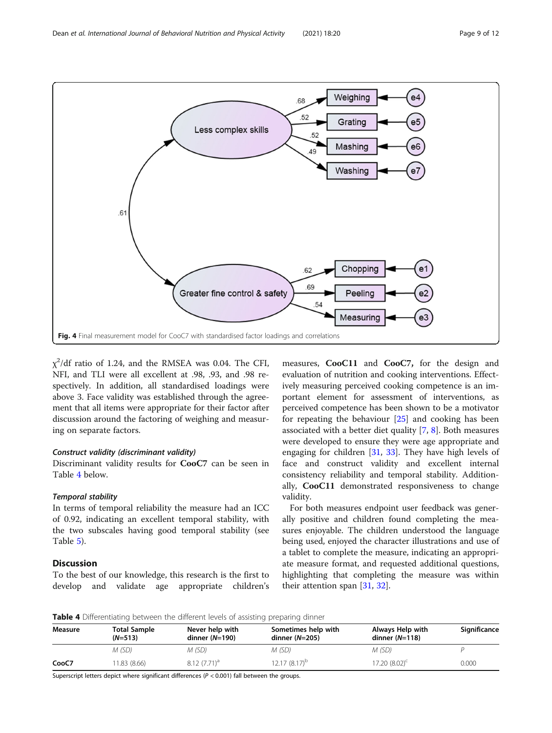Fig. 4 Final measurement model for CooC7 with standardised factor loadings and correlations

$\chi^2$/df ratio of 1.24, and the RMSEA was 0.04. The CFI, NFI, and TLI were all excellent at .98, .93, and .98 respectively. In addition, all standardised loadings were above 3. Face validity was established through the agreement that all items were appropriate for their factor after discussion around the factoring of weighing and measuring on separate factors.

#### *Construct validity (discriminant validity)*

Discriminant validity results for **CooC7** can be seen in Table 4 below.

#### *Temporal stability*

In terms of temporal reliability the measure had an ICC of 0.92, indicating an excellent temporal stability, with the two subscales having good temporal stability (see Table 5).

## Discussion

To the best of our knowledge, this research is the first to develop and validate age appropriate children's measures, **CooC11** and **CooC7,** for the design and evaluation of nutrition and cooking interventions. Effectively measuring perceived cooking competence is an important element for assessment of interventions, as perceived competence has been shown to be a motivator for repeating the behaviour [25] and cooking has been associated with a better diet quality [7, 8]. Both measures were developed to ensure they were age appropriate and engaging for children [31, 33]. They have high levels of face and construct validity and excellent internal consistency reliability and temporal stability. Additionally, **CooC11** demonstrated responsiveness to change validity.

For both measures endpoint user feedback was generally positive and children found completing the measures enjoyable. The children understood the language being used, enjoyed the character illustrations and use of a tablet to complete the measure, indicating an appropriate measure format, and requested additional questions, highlighting that completing the measure was within their attention span [31, 32].

**Table 4** Differentiating between the different levels of assisting preparing dinner

| Measure | Total Sample (*N*=513) | Never help with dinner (*N*=190) | Sometimes help with dinner (*N*=205) | Always Help with dinner (*N*=118) | Significance |
|---|---|---|---|---|---|
| | *M (SD)* | *M (SD)* | *M (SD)* | *M (SD)* | *P* |
| **CooC7** | 11.83 (8.66) | 8.12 (7.71)[a] | 12.17 (8.17)[b] | 17.20 (8.02)[c] | 0.000 |

Superscript letters depict where significant differences ($P < 0.001$) fall between the groups.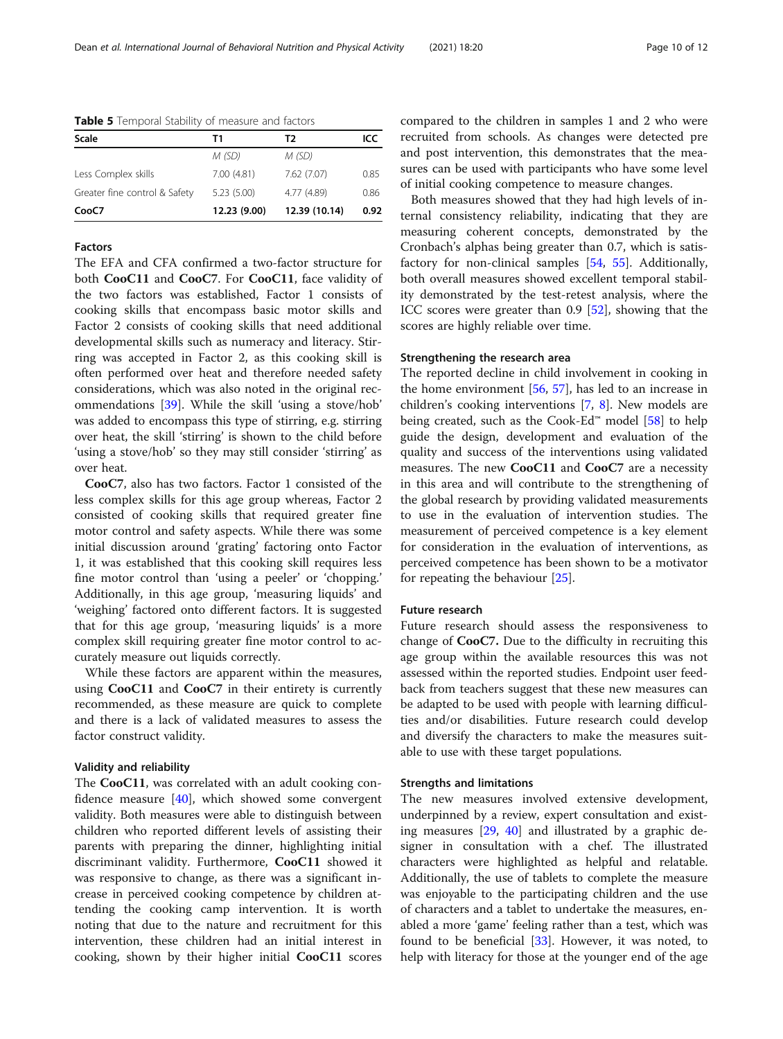**Table 5** Temporal Stability of measure and factors

| Scale | T1 | T2 | ICC |
|---|---|---|---|
| | *M (SD)* | *M (SD)* | |
| Less Complex skills | 7.00 (4.81) | 7.62 (7.07) | 0.85 |
| Greater fine control & Safety | 5.23 (5.00) | 4.77 (4.89) | 0.86 |
| **CooC7** | **12.23 (9.00)** | **12.39 (10.14)** | **0.92** |

### Factors

The EFA and CFA confirmed a two-factor structure for both **CooC11** and **CooC7**. For **CooC11**, face validity of the two factors was established, Factor 1 consists of cooking skills that encompass basic motor skills and Factor 2 consists of cooking skills that need additional developmental skills such as numeracy and literacy. Stirring was accepted in Factor 2, as this cooking skill is often performed over heat and therefore needed safety considerations, which was also noted in the original recommendations [39]. While the skill 'using a stove/hob' was added to encompass this type of stirring, e.g. stirring over heat, the skill 'stirring' is shown to the child before 'using a stove/hob' so they may still consider 'stirring' as over heat.

**CooC7**, also has two factors. Factor 1 consisted of the less complex skills for this age group whereas, Factor 2 consisted of cooking skills that required greater fine motor control and safety aspects. While there was some initial discussion around 'grating' factoring onto Factor 1, it was established that this cooking skill requires less fine motor control than 'using a peeler' or 'chopping.' Additionally, in this age group, 'measuring liquids' and 'weighing' factored onto different factors. It is suggested that for this age group, 'measuring liquids' is a more complex skill requiring greater fine motor control to accurately measure out liquids correctly.

While these factors are apparent within the measures, using **CooC11** and **CooC7** in their entirety is currently recommended, as these measure are quick to complete and there is a lack of validated measures to assess the factor construct validity.

### Validity and reliability

The **CooC11**, was correlated with an adult cooking confidence measure [40], which showed some convergent validity. Both measures were able to distinguish between children who reported different levels of assisting their parents with preparing the dinner, highlighting initial discriminant validity. Furthermore, **CooC11** showed it was responsive to change, as there was a significant increase in perceived cooking competence by children attending the cooking camp intervention. It is worth noting that due to the nature and recruitment for this intervention, these children had an initial interest in cooking, shown by their higher initial **CooC11** scores compared to the children in samples 1 and 2 who were recruited from schools. As changes were detected pre and post intervention, this demonstrates that the measures can be used with participants who have some level of initial cooking competence to measure changes.

Both measures showed that they had high levels of internal consistency reliability, indicating that they are measuring coherent concepts, demonstrated by the Cronbach's alphas being greater than 0.7, which is satisfactory for non-clinical samples [54, 55]. Additionally, both overall measures showed excellent temporal stability demonstrated by the test-retest analysis, where the ICC scores were greater than 0.9 [52], showing that the scores are highly reliable over time.

### Strengthening the research area

The reported decline in child involvement in cooking in the home environment [56, 57], has led to an increase in children's cooking interventions [7, 8]. New models are being created, such as the Cook-Ed™ model [58] to help guide the design, development and evaluation of the quality and success of the interventions using validated measures. The new **CooC11** and **CooC7** are a necessity in this area and will contribute to the strengthening of the global research by providing validated measurements to use in the evaluation of intervention studies. The measurement of perceived competence is a key element for consideration in the evaluation of interventions, as perceived competence has been shown to be a motivator for repeating the behaviour [25].

### Future research

Future research should assess the responsiveness to change of **CooC7.** Due to the difficulty in recruiting this age group within the available resources this was not assessed within the reported studies. Endpoint user feedback from teachers suggest that these new measures can be adapted to be used with people with learning difficulties and/or disabilities. Future research could develop and diversify the characters to make the measures suitable to use with these target populations.

### Strengths and limitations

The new measures involved extensive development, underpinned by a review, expert consultation and existing measures [29, 40] and illustrated by a graphic designer in consultation with a chef. The illustrated characters were highlighted as helpful and relatable. Additionally, the use of tablets to complete the measure was enjoyable to the participating children and the use of characters and a tablet to undertake the measures, enabled a more 'game' feeling rather than a test, which was found to be beneficial [33]. However, it was noted, to help with literacy for those at the younger end of the age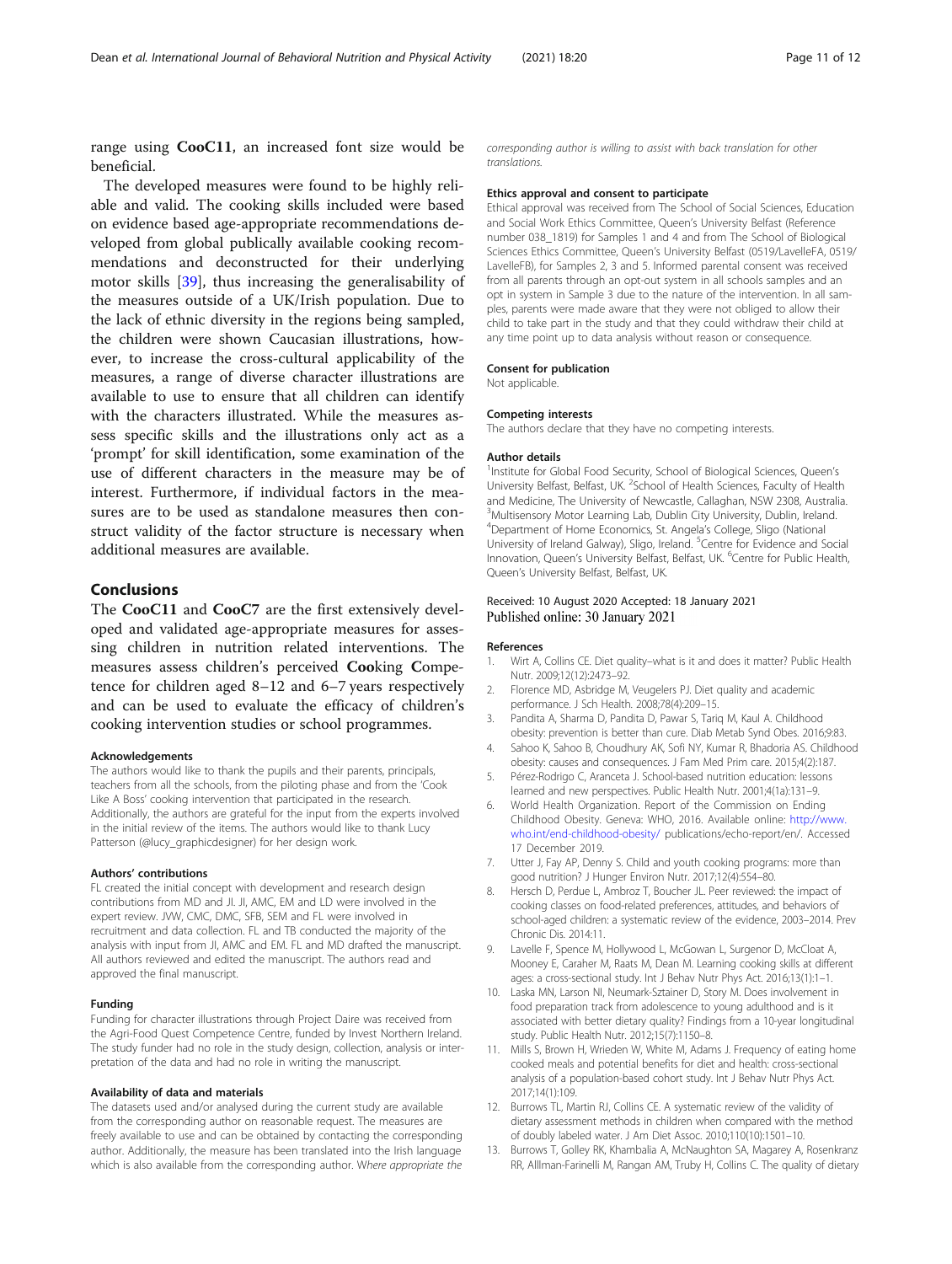range using **CooC11**, an increased font size would be beneficial.

The developed measures were found to be highly reliable and valid. The cooking skills included were based on evidence based age-appropriate recommendations developed from global publically available cooking recommendations and deconstructed for their underlying motor skills [39], thus increasing the generalisability of the measures outside of a UK/Irish population. Due to the lack of ethnic diversity in the regions being sampled, the children were shown Caucasian illustrations, however, to increase the cross-cultural applicability of the measures, a range of diverse character illustrations are available to use to ensure that all children can identify with the characters illustrated. While the measures assess specific skills and the illustrations only act as a 'prompt' for skill identification, some examination of the use of different characters in the measure may be of interest. Furthermore, if individual factors in the measures are to be used as standalone measures then construct validity of the factor structure is necessary when additional measures are available.

## Conclusions

The **CooC11** and **CooC7** are the first extensively developed and validated age-appropriate measures for assessing children in nutrition related interventions. The measures assess children's perceived **Coo**king **C**ompetence for children aged 8–12 and 6–7 years respectively and can be used to evaluate the efficacy of children's cooking intervention studies or school programmes.

#### Acknowledgements

The authors would like to thank the pupils and their parents, principals, teachers from all the schools, from the piloting phase and from the 'Cook Like A Boss' cooking intervention that participated in the research. Additionally, the authors are grateful for the input from the experts involved in the initial review of the items. The authors would like to thank Lucy Patterson (@lucy_graphicdesigner) for her design work.

#### Authors' contributions

FL created the initial concept with development and research design contributions from MD and JI. JI, AMC, EM and LD were involved in the expert review. JVW, CMC, DMC, SFB, SEM and FL were involved in recruitment and data collection. FL and TB conducted the majority of the analysis with input from JI, AMC and EM. FL and MD drafted the manuscript. All authors reviewed and edited the manuscript. The authors read and approved the final manuscript.

#### Funding

Funding for character illustrations through Project Daire was received from the Agri-Food Quest Competence Centre, funded by Invest Northern Ireland. The study funder had no role in the study design, collection, analysis or interpretation of the data and had no role in writing the manuscript.

#### Availability of data and materials

The datasets used and/or analysed during the current study are available from the corresponding author on reasonable request. The measures are freely available to use and can be obtained by contacting the corresponding author. Additionally, the measure has been translated into the Irish language which is also available from the corresponding author. *Where appropriate the corresponding author is willing to assist with back translation for other translations.*

#### Ethics approval and consent to participate

Ethical approval was received from The School of Social Sciences, Education and Social Work Ethics Committee, Queen's University Belfast (Reference number 038_1819) for Samples 1 and 4 and from The School of Biological Sciences Ethics Committee, Queen's University Belfast (0519/LavelleFA, 0519/LavelleFB), for Samples 2, 3 and 5. Informed parental consent was received from all parents through an opt-out system in all schools samples and an opt in system in Sample 3 due to the nature of the intervention. In all samples, parents were made aware that they were not obliged to allow their child to take part in the study and that they could withdraw their child at any time point up to data analysis without reason or consequence.

#### Consent for publication

Not applicable.

#### Competing interests

The authors declare that they have no competing interests.

#### Author details

[1]Institute for Global Food Security, School of Biological Sciences, Queen's University Belfast, Belfast, UK. [2]School of Health Sciences, Faculty of Health and Medicine, The University of Newcastle, Callaghan, NSW 2308, Australia. [3]Multisensory Motor Learning Lab, Dublin City University, Dublin, Ireland. [4]Department of Home Economics, St. Angela's College, Sligo (National University of Ireland Galway), Sligo, Ireland. [5]Centre for Evidence and Social Innovation, Queen's University Belfast, Belfast, UK. [6]Centre for Public Health, Queen's University Belfast, Belfast, UK.

Received: 10 August 2020 Accepted: 18 January 2021
Published online: 30 January 2021

#### References

1. Wirt A, Collins CE. Diet quality–what is it and does it matter? Public Health Nutr. 2009;12(12):2473–92.
2. Florence MD, Asbridge M, Veugelers PJ. Diet quality and academic performance. J Sch Health. 2008;78(4):209–15.
3. Pandita A, Sharma D, Pandita D, Pawar S, Tariq M, Kaul A. Childhood obesity: prevention is better than cure. Diab Metab Synd Obes. 2016;9:83.
4. Sahoo K, Sahoo B, Choudhury AK, Sofi NY, Kumar R, Bhadoria AS. Childhood obesity: causes and consequences. J Fam Med Prim care. 2015;4(2):187.
5. Pérez-Rodrigo C, Aranceta J. School-based nutrition education: lessons learned and new perspectives. Public Health Nutr. 2001;4(1a):131–9.
6. World Health Organization. Report of the Commission on Ending Childhood Obesity. Geneva: WHO, 2016. Available online: http://www.who.int/end-childhood-obesity/ publications/echo-report/en/. Accessed 17 December 2019.
7. Utter J, Fay AP, Denny S. Child and youth cooking programs: more than good nutrition? J Hunger Environ Nutr. 2017;12(4):554–80.
8. Hersch D, Perdue L, Ambroz T, Boucher JL. Peer reviewed: the impact of cooking classes on food-related preferences, attitudes, and behaviors of school-aged children: a systematic review of the evidence, 2003–2014. Prev Chronic Dis. 2014:11.
9. Lavelle F, Spence M, Hollywood L, McGowan L, Surgenor D, McCloat A, Mooney E, Caraher M, Raats M, Dean M. Learning cooking skills at different ages: a cross-sectional study. Int J Behav Nutr Phys Act. 2016;13(1):1–1.
10. Laska MN, Larson NI, Neumark-Sztainer D, Story M. Does involvement in food preparation track from adolescence to young adulthood and is it associated with better dietary quality? Findings from a 10-year longitudinal study. Public Health Nutr. 2012;15(7):1150–8.
11. Mills S, Brown H, Wrieden W, White M, Adams J. Frequency of eating home cooked meals and potential benefits for diet and health: cross-sectional analysis of a population-based cohort study. Int J Behav Nutr Phys Act. 2017;14(1):109.
12. Burrows TL, Martin RJ, Collins CE. A systematic review of the validity of dietary assessment methods in children when compared with the method of doubly labeled water. J Am Diet Assoc. 2010;110(10):1501–10.
13. Burrows T, Golley RK, Khambalia A, McNaughton SA, Magarey A, Rosenkranz RR, Alllman-Farinelli M, Rangan AM, Truby H, Collins C. The quality of dietary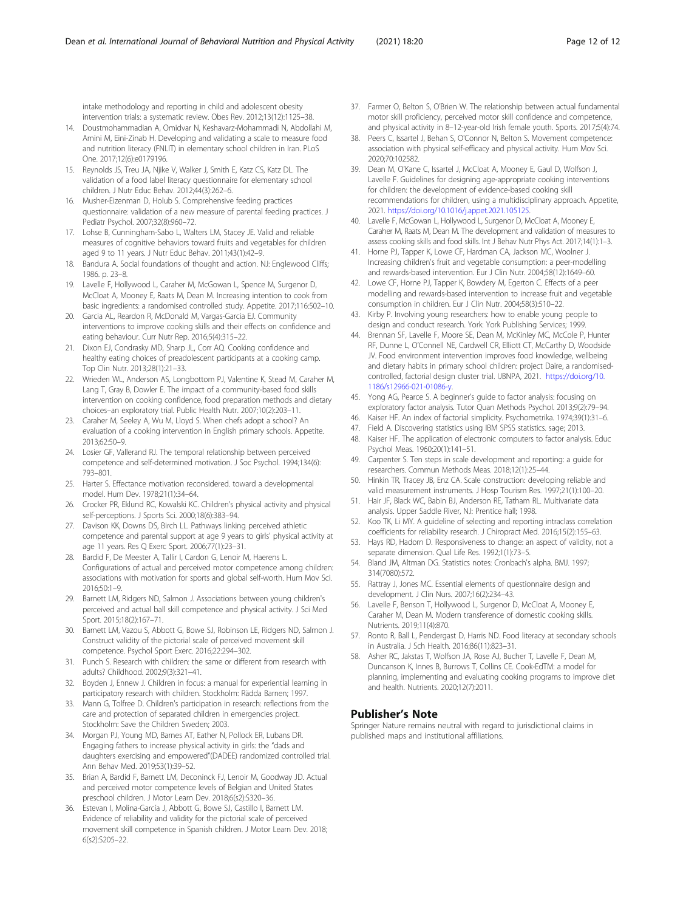intake methodology and reporting in child and adolescent obesity intervention trials: a systematic review. Obes Rev. 2012;13(12):1125–38.

14. Doustmohammadian A, Omidvar N, Keshavarz-Mohammadi N, Abdollahi M, Amini M, Eini-Zinab H. Developing and validating a scale to measure food and nutrition literacy (FNLIT) in elementary school children in Iran. PLoS One. 2017;12(6):e0179196.
15. Reynolds JS, Treu JA, Njike V, Walker J, Smith E, Katz CS, Katz DL. The validation of a food label literacy questionnaire for elementary school children. J Nutr Educ Behav. 2012;44(3):262–6.
16. Musher-Eizenman D, Holub S. Comprehensive feeding practices questionnaire: validation of a new measure of parental feeding practices. J Pediatr Psychol. 2007;32(8):960–72.
17. Lohse B, Cunningham-Sabo L, Walters LM, Stacey JE. Valid and reliable measures of cognitive behaviors toward fruits and vegetables for children aged 9 to 11 years. J Nutr Educ Behav. 2011;43(1):42–9.
18. Bandura A. Social foundations of thought and action. NJ: Englewood Cliffs; 1986. p. 23–8.
19. Lavelle F, Hollywood L, Caraher M, McGowan L, Spence M, Surgenor D, McCloat A, Mooney E, Raats M, Dean M. Increasing intention to cook from basic ingredients: a randomised controlled study. Appetite. 2017;116:502–10.
20. Garcia AL, Reardon R, McDonald M, Vargas-Garcia EJ. Community interventions to improve cooking skills and their effects on confidence and eating behaviour. Curr Nutr Rep. 2016;5(4):315–22.
21. Dixon EJ, Condrasky MD, Sharp JL, Corr AQ. Cooking confidence and healthy eating choices of preadolescent participants at a cooking camp. Top Clin Nutr. 2013;28(1):21–33.
22. Wrieden WL, Anderson AS, Longbottom PJ, Valentine K, Stead M, Caraher M, Lang T, Gray B, Dowler E. The impact of a community-based food skills intervention on cooking confidence, food preparation methods and dietary choices–an exploratory trial. Public Health Nutr. 2007;10(2):203–11.
23. Caraher M, Seeley A, Wu M, Lloyd S. When chefs adopt a school? An evaluation of a cooking intervention in English primary schools. Appetite. 2013;62:50–9.
24. Losier GF, Vallerand RJ. The temporal relationship between perceived competence and self-determined motivation. J Soc Psychol. 1994;134(6): 793–801.
25. Harter S. Effectance motivation reconsidered. toward a developmental model. Hum Dev. 1978;21(1):34–64.
26. Crocker PR, Eklund RC, Kowalski KC. Children's physical activity and physical self-perceptions. J Sports Sci. 2000;18(6):383–94.
27. Davison KK, Downs DS, Birch LL. Pathways linking perceived athletic competence and parental support at age 9 years to girls' physical activity at age 11 years. Res Q Exerc Sport. 2006;77(1):23–31.
28. Bardid F, De Meester A, Tallir I, Cardon G, Lenoir M, Haerens L. Configurations of actual and perceived motor competence among children: associations with motivation for sports and global self-worth. Hum Mov Sci. 2016;50:1–9.
29. Barnett LM, Ridgers ND, Salmon J. Associations between young children's perceived and actual ball skill competence and physical activity. J Sci Med Sport. 2015;18(2):167–71.
30. Barnett LM, Vazou S, Abbott G, Bowe SJ, Robinson LE, Ridgers ND, Salmon J. Construct validity of the pictorial scale of perceived movement skill competence. Psychol Sport Exerc. 2016;22:294–302.
31. Punch S. Research with children: the same or different from research with adults? Childhood. 2002;9(3):321–41.
32. Boyden J, Ennew J. Children in focus: a manual for experiential learning in participatory research with children. Stockholm: Rädda Barnen; 1997.
33. Mann G, Tolfree D. Children's participation in research: reflections from the care and protection of separated children in emergencies project. Stockholm: Save the Children Sweden; 2003.
34. Morgan PJ, Young MD, Barnes AT, Eather N, Pollock ER, Lubans DR. Engaging fathers to increase physical activity in girls: the "dads and daughters exercising and empowered"(DADEE) randomized controlled trial. Ann Behav Med. 2019;53(1):39–52.
35. Brian A, Bardid F, Barnett LM, Deconinck FJ, Lenoir M, Goodway JD. Actual and perceived motor competence levels of Belgian and United States preschool children. J Motor Learn Dev. 2018;6(s2):S320–36.
36. Estevan I, Molina-García J, Abbott G, Bowe SJ, Castillo I, Barnett LM. Evidence of reliability and validity for the pictorial scale of perceived movement skill competence in Spanish children. J Motor Learn Dev. 2018; 6(s2):S205–22.
37. Farmer O, Belton S, O'Brien W. The relationship between actual fundamental motor skill proficiency, perceived motor skill confidence and competence, and physical activity in 8–12-year-old Irish female youth. Sports. 2017;5(4):74.
38. Peers C, Issartel J, Behan S, O'Connor N, Belton S. Movement competence: association with physical self-efficacy and physical activity. Hum Mov Sci. 2020;70:102582.
39. Dean M, O'Kane C, Issartel J, McCloat A, Mooney E, Gaul D, Wolfson J, Lavelle F. Guidelines for designing age-appropriate cooking interventions for children: the development of evidence-based cooking skill recommendations for children, using a multidisciplinary approach. Appetite, 2021. https://doi.org/10.1016/j.appet.2021.105125.
40. Lavelle F, McGowan L, Hollywood L, Surgenor D, McCloat A, Mooney E, Caraher M, Raats M, Dean M. The development and validation of measures to assess cooking skills and food skills. Int J Behav Nutr Phys Act. 2017;14(1):1–3.
41. Horne PJ, Tapper K, Lowe CF, Hardman CA, Jackson MC, Woolner J. Increasing children's fruit and vegetable consumption: a peer-modelling and rewards-based intervention. Eur J Clin Nutr. 2004;58(12):1649–60.
42. Lowe CF, Horne PJ, Tapper K, Bowdery M, Egerton C. Effects of a peer modelling and rewards-based intervention to increase fruit and vegetable consumption in children. Eur J Clin Nutr. 2004;58(3):510–22.
43. Kirby P. Involving young researchers: how to enable young people to design and conduct research. York: York Publishing Services; 1999.
44. Brennan SF, Lavelle F, Moore SE, Dean M, McKinley MC, McCole P, Hunter RF, Dunne L, O'Connell NE, Cardwell CR, Elliott CT, McCarthy D, Woodside JV. Food environment intervention improves food knowledge, wellbeing and dietary habits in primary school children: project Daire, a randomised-controlled, factorial design cluster trial. IJBNPA, 2021. https://doi.org/10.1186/s12966-021-01086-y.
45. Yong AG, Pearce S. A beginner's guide to factor analysis: focusing on exploratory factor analysis. Tutor Quan Methods Psychol. 2013;9(2):79–94.
46. Kaiser HF. An index of factorial simplicity. Psychometrika. 1974;39(1):31–6.
47. Field A. Discovering statistics using IBM SPSS statistics. sage; 2013.
48. Kaiser HF. The application of electronic computers to factor analysis. Educ Psychol Meas. 1960;20(1):141–51.
49. Carpenter S. Ten steps in scale development and reporting: a guide for researchers. Commun Methods Meas. 2018;12(1):25–44.
50. Hinkin TR, Tracey JB, Enz CA. Scale construction: developing reliable and valid measurement instruments. J Hosp Tourism Res. 1997;21(1):100–20.
51. Hair JF, Black WC, Babin BJ, Anderson RE, Tatham RL. Multivariate data analysis. Upper Saddle River, NJ: Prentice hall; 1998.
52. Koo TK, Li MY. A guideline of selecting and reporting intraclass correlation coefficients for reliability research. J Chiropract Med. 2016;15(2):155–63.
53. Hays RD, Hadorn D. Responsiveness to change: an aspect of validity, not a separate dimension. Qual Life Res. 1992;1(1):73–5.
54. Bland JM, Altman DG. Statistics notes: Cronbach's alpha. BMJ. 1997; 314(7080):572.
55. Rattray J, Jones MC. Essential elements of questionnaire design and development. J Clin Nurs. 2007;16(2):234–43.
56. Lavelle F, Benson T, Hollywood L, Surgenor D, McCloat A, Mooney E, Caraher M, Dean M. Modern transference of domestic cooking skills. Nutrients. 2019;11(4):870.
57. Ronto R, Ball L, Pendergast D, Harris ND. Food literacy at secondary schools in Australia. J Sch Health. 2016;86(11):823–31.
58. Asher RC, Jakstas T, Wolfson JA, Rose AJ, Bucher T, Lavelle F, Dean M, Duncanson K, Innes B, Burrows T, Collins CE. Cook-EdTM: a model for planning, implementing and evaluating cooking programs to improve diet and health. Nutrients. 2020;12(7):2011.

## Publisher's Note

Springer Nature remains neutral with regard to jurisdictional claims in published maps and institutional affiliations.